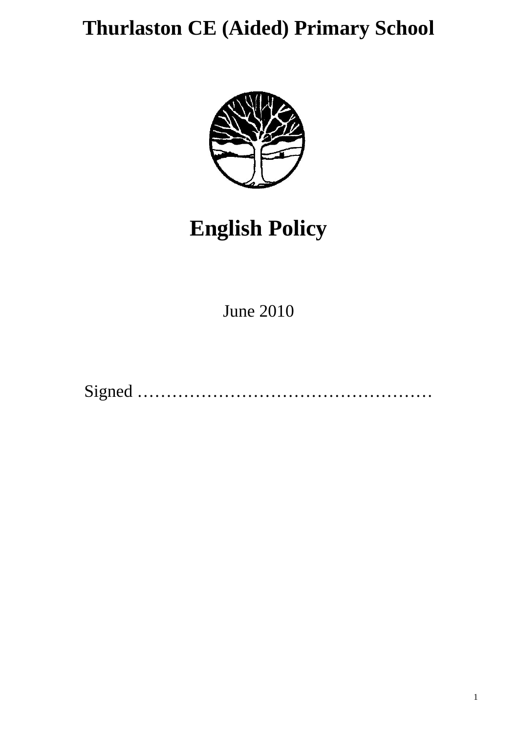# Thurlaston CE (Aided) Primary School

# English Policy

June 2010

Signed ……………………………………………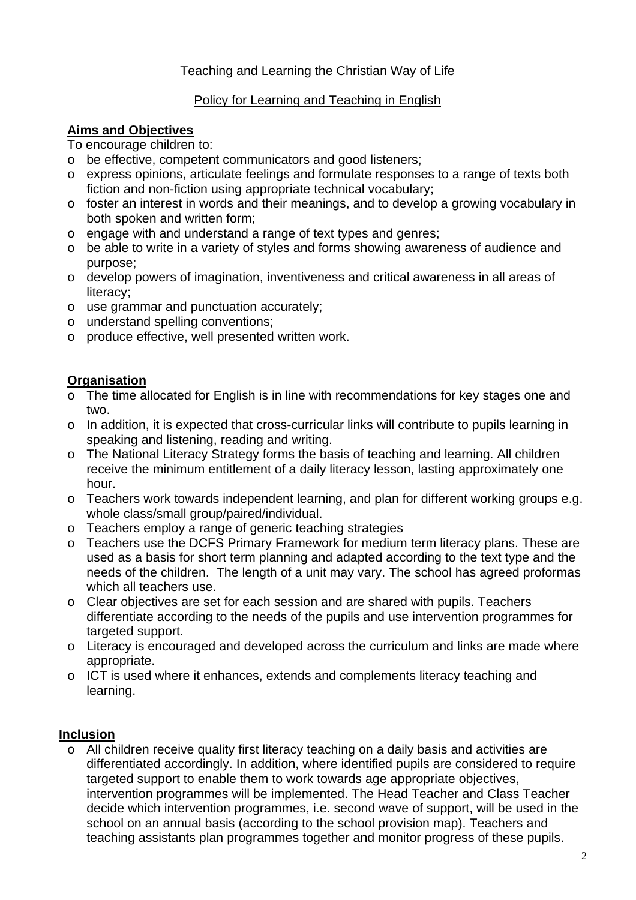Teaching and Learning the Christian Way of Life

Policy for Learning and Teaching in English

## Aims and Objectives

To encourage children to:

- be effective, competent communicators and good listeners;
- express opinions, articulate feelings and formulate responses to a range of texts both fiction and non-fiction using appropriate technical vocabulary;
- foster an interest in words and their meanings, and to develop a growing vocabulary in both spoken and written form;
- engage with and understand a range of text types and genres;
- be able to write in a variety of styles and forms showing awareness of audience and purpose;
- develop powers of imagination, inventiveness and critical awareness in all areas of literacy;
- use grammar and punctuation accurately;
- understand spelling conventions;
- produce effective, well presented written work.

## Organisation

- The time allocated for English is in line with recommendations for key stages one and two.
- In addition, it is expected that cross-curricular links will contribute to pupils learning in speaking and listening, reading and writing.
- The National Literacy Strategy forms the basis of teaching and learning. All children receive the minimum entitlement of a daily literacy lesson, lasting approximately one hour.
- Teachers work towards independent learning, and plan for different working groups e.g. whole class/small group/paired/individual.
- Teachers employ a range of generic teaching strategies
- Teachers use the DCFS Primary Framework for medium term literacy plans. These are used as a basis for short term planning and adapted according to the text type and the needs of the children. The length of a unit may vary. The school has agreed proformas which all teachers use.
- Clear objectives are set for each session and are shared with pupils. Teachers differentiate according to the needs of the pupils and use intervention programmes for targeted support.
- Literacy is encouraged and developed across the curriculum and links are made where appropriate.
- ICT is used where it enhances, extends and complements literacy teaching and learning.

## Inclusion

- All children receive quality first literacy teaching on a daily basis and activities are differentiated accordingly. In addition, where identified pupils are considered to require targeted support to enable them to work towards age appropriate objectives, intervention programmes will be implemented. The Head Teacher and Class Teacher decide which intervention programmes, i.e. second wave of support, will be used in the school on an annual basis (according to the school provision map). Teachers and teaching assistants plan programmes together and monitor progress of these pupils.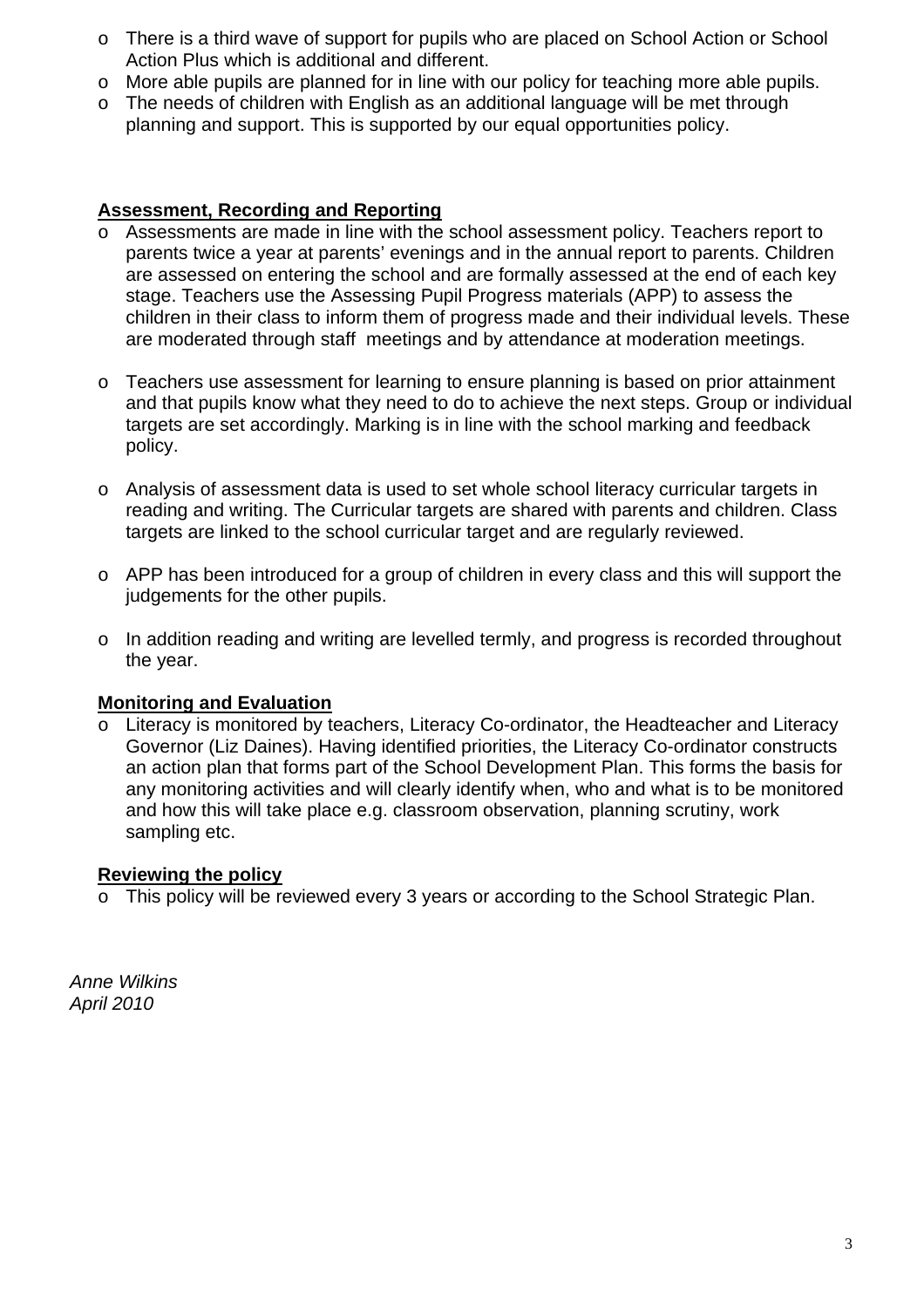- There is a third wave of support for pupils who are placed on School Action or School Action Plus which is additional and different.
- More able pupils are planned for in line with our policy for teaching more able pupils.
- The needs of children with English as an additional language will be met through planning and support. This is supported by our equal opportunities policy.

## Assessment, Recording and Reporting

- Assessments are made in line with the school assessment policy. Teachers report to parents twice a year at parents' evenings and in the annual report to parents. Children are assessed on entering the school and are formally assessed at the end of each key stage. Teachers use the Assessing Pupil Progress materials (APP) to assess the children in their class to inform them of progress made and their individual levels. These are moderated through staff meetings and by attendance at moderation meetings.

- Teachers use assessment for learning to ensure planning is based on prior attainment and that pupils know what they need to do to achieve the next steps. Group or individual targets are set accordingly. Marking is in line with the school marking and feedback policy.

- Analysis of assessment data is used to set whole school literacy curricular targets in reading and writing. The Curricular targets are shared with parents and children. Class targets are linked to the school curricular target and are regularly reviewed.

- APP has been introduced for a group of children in every class and this will support the judgements for the other pupils.

- In addition reading and writing are levelled termly, and progress is recorded throughout the year.

## Monitoring and Evaluation

- Literacy is monitored by teachers, Literacy Co-ordinator, the Headteacher and Literacy Governor (Liz Daines). Having identified priorities, the Literacy Co-ordinator constructs an action plan that forms part of the School Development Plan. This forms the basis for any monitoring activities and will clearly identify when, who and what is to be monitored and how this will take place e.g. classroom observation, planning scrutiny, work sampling etc.

## Reviewing the policy

- This policy will be reviewed every 3 years or according to the School Strategic Plan.

*Anne Wilkins*
*April 2010*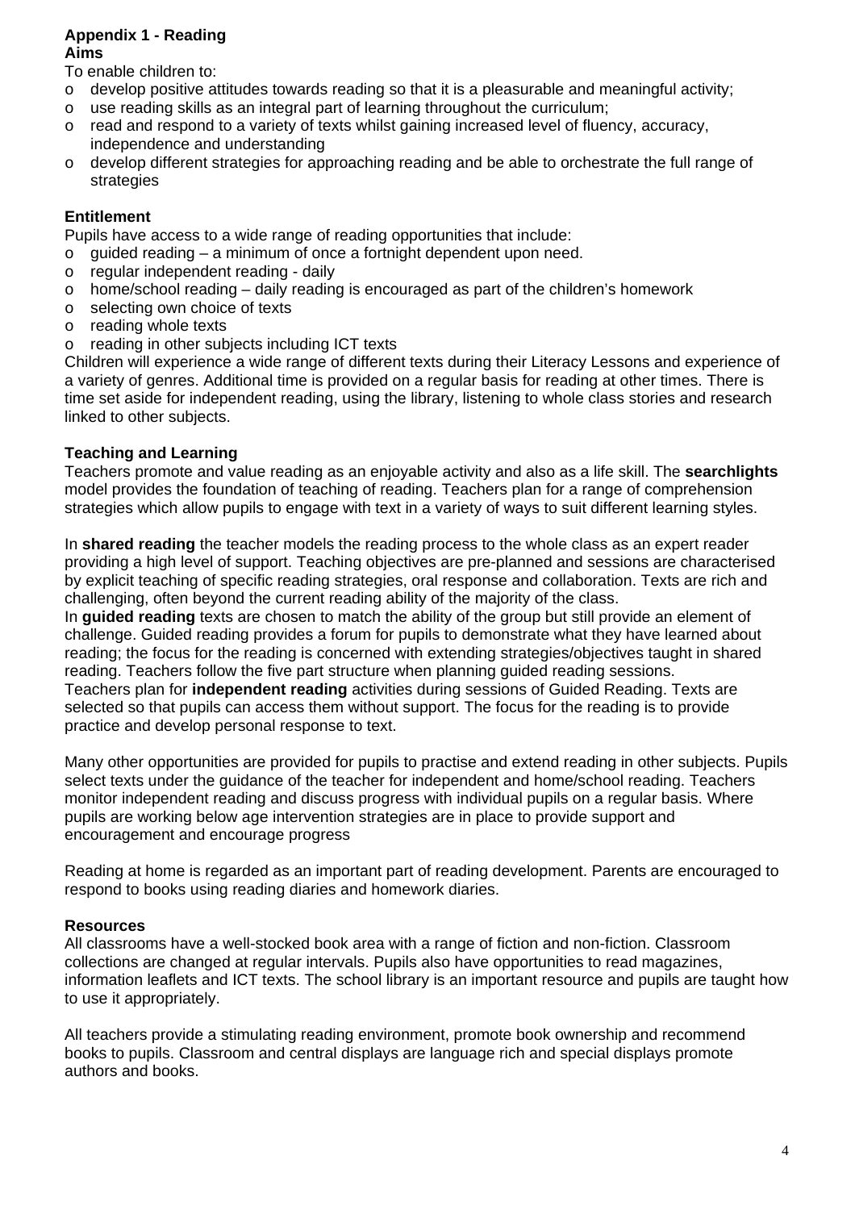## Appendix 1 - Reading

### Aims

To enable children to:

- develop positive attitudes towards reading so that it is a pleasurable and meaningful activity;
- use reading skills as an integral part of learning throughout the curriculum;
- read and respond to a variety of texts whilst gaining increased level of fluency, accuracy, independence and understanding
- develop different strategies for approaching reading and be able to orchestrate the full range of strategies

### Entitlement

Pupils have access to a wide range of reading opportunities that include:

- guided reading – a minimum of once a fortnight dependent upon need.
- regular independent reading - daily
- home/school reading – daily reading is encouraged as part of the children's homework
- selecting own choice of texts
- reading whole texts
- reading in other subjects including ICT texts

Children will experience a wide range of different texts during their Literacy Lessons and experience of a variety of genres. Additional time is provided on a regular basis for reading at other times. There is time set aside for independent reading, using the library, listening to whole class stories and research linked to other subjects.

### Teaching and Learning

Teachers promote and value reading as an enjoyable activity and also as a life skill. The **searchlights** model provides the foundation of teaching of reading. Teachers plan for a range of comprehension strategies which allow pupils to engage with text in a variety of ways to suit different learning styles.

In **shared reading** the teacher models the reading process to the whole class as an expert reader providing a high level of support. Teaching objectives are pre-planned and sessions are characterised by explicit teaching of specific reading strategies, oral response and collaboration. Texts are rich and challenging, often beyond the current reading ability of the majority of the class.

In **guided reading** texts are chosen to match the ability of the group but still provide an element of challenge. Guided reading provides a forum for pupils to demonstrate what they have learned about reading; the focus for the reading is concerned with extending strategies/objectives taught in shared reading. Teachers follow the five part structure when planning guided reading sessions.

Teachers plan for **independent reading** activities during sessions of Guided Reading. Texts are selected so that pupils can access them without support. The focus for the reading is to provide practice and develop personal response to text.

Many other opportunities are provided for pupils to practise and extend reading in other subjects. Pupils select texts under the guidance of the teacher for independent and home/school reading. Teachers monitor independent reading and discuss progress with individual pupils on a regular basis. Where pupils are working below age intervention strategies are in place to provide support and encouragement and encourage progress

Reading at home is regarded as an important part of reading development. Parents are encouraged to respond to books using reading diaries and homework diaries.

### Resources

All classrooms have a well-stocked book area with a range of fiction and non-fiction. Classroom collections are changed at regular intervals. Pupils also have opportunities to read magazines, information leaflets and ICT texts. The school library is an important resource and pupils are taught how to use it appropriately.

All teachers provide a stimulating reading environment, promote book ownership and recommend books to pupils. Classroom and central displays are language rich and special displays promote authors and books.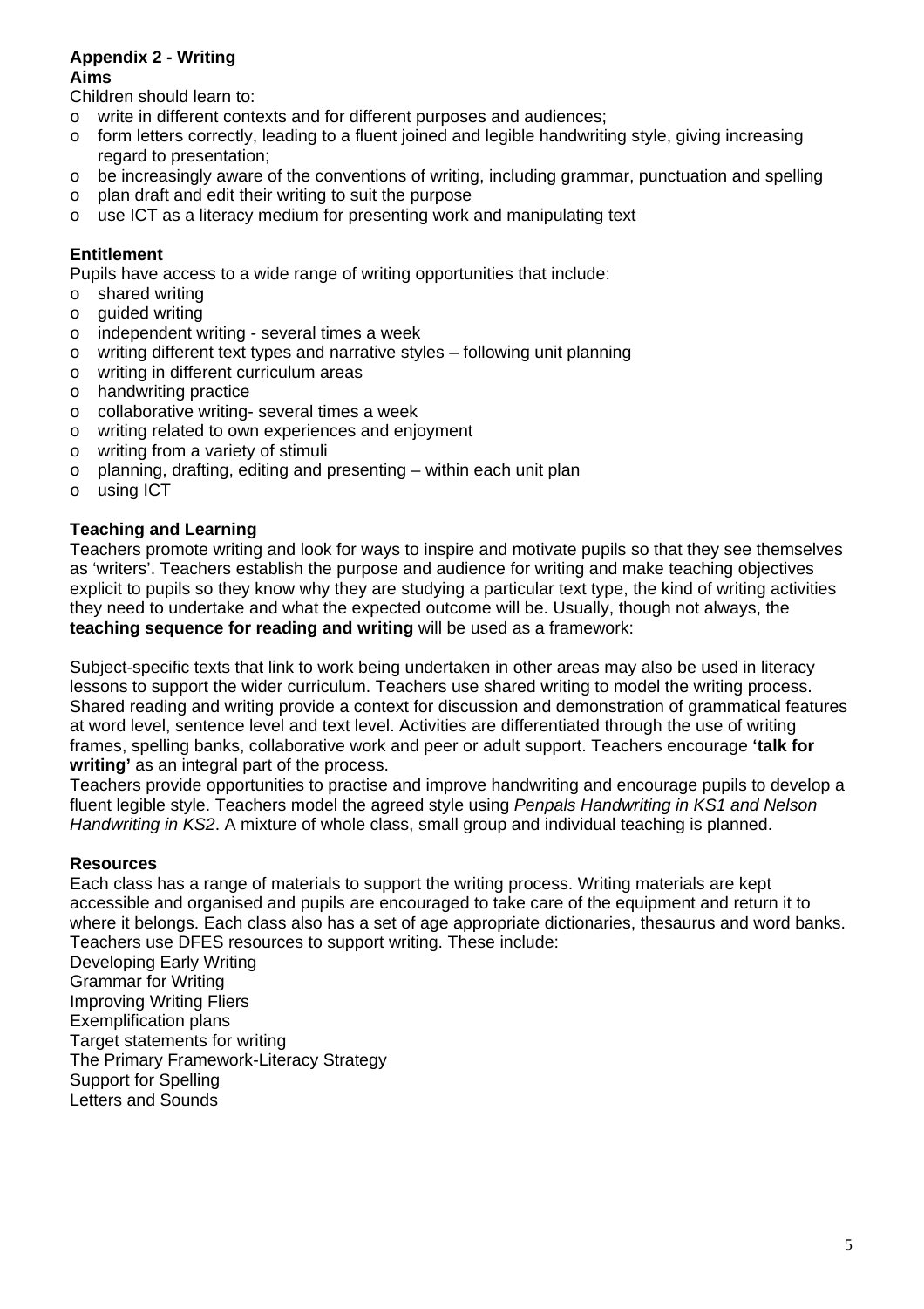## Appendix 2 - Writing

### Aims

Children should learn to:

- write in different contexts and for different purposes and audiences;
- form letters correctly, leading to a fluent joined and legible handwriting style, giving increasing regard to presentation;
- be increasingly aware of the conventions of writing, including grammar, punctuation and spelling
- plan draft and edit their writing to suit the purpose
- use ICT as a literacy medium for presenting work and manipulating text

### Entitlement

Pupils have access to a wide range of writing opportunities that include:

- shared writing
- guided writing
- independent writing - several times a week
- writing different text types and narrative styles – following unit planning
- writing in different curriculum areas
- handwriting practice
- collaborative writing- several times a week
- writing related to own experiences and enjoyment
- writing from a variety of stimuli
- planning, drafting, editing and presenting – within each unit plan
- using ICT

### Teaching and Learning

Teachers promote writing and look for ways to inspire and motivate pupils so that they see themselves as 'writers'. Teachers establish the purpose and audience for writing and make teaching objectives explicit to pupils so they know why they are studying a particular text type, the kind of writing activities they need to undertake and what the expected outcome will be. Usually, though not always, the **teaching sequence for reading and writing** will be used as a framework:

Subject-specific texts that link to work being undertaken in other areas may also be used in literacy lessons to support the wider curriculum. Teachers use shared writing to model the writing process. Shared reading and writing provide a context for discussion and demonstration of grammatical features at word level, sentence level and text level. Activities are differentiated through the use of writing frames, spelling banks, collaborative work and peer or adult support. Teachers encourage **'talk for writing'** as an integral part of the process.

Teachers provide opportunities to practise and improve handwriting and encourage pupils to develop a fluent legible style. Teachers model the agreed style using *Penpals Handwriting in KS1 and Nelson Handwriting in KS2*. A mixture of whole class, small group and individual teaching is planned.

### Resources

Each class has a range of materials to support the writing process. Writing materials are kept accessible and organised and pupils are encouraged to take care of the equipment and return it to where it belongs. Each class also has a set of age appropriate dictionaries, thesaurus and word banks. Teachers use DFES resources to support writing. These include:

Developing Early Writing
Grammar for Writing
Improving Writing Fliers
Exemplification plans
Target statements for writing
The Primary Framework-Literacy Strategy
Support for Spelling
Letters and Sounds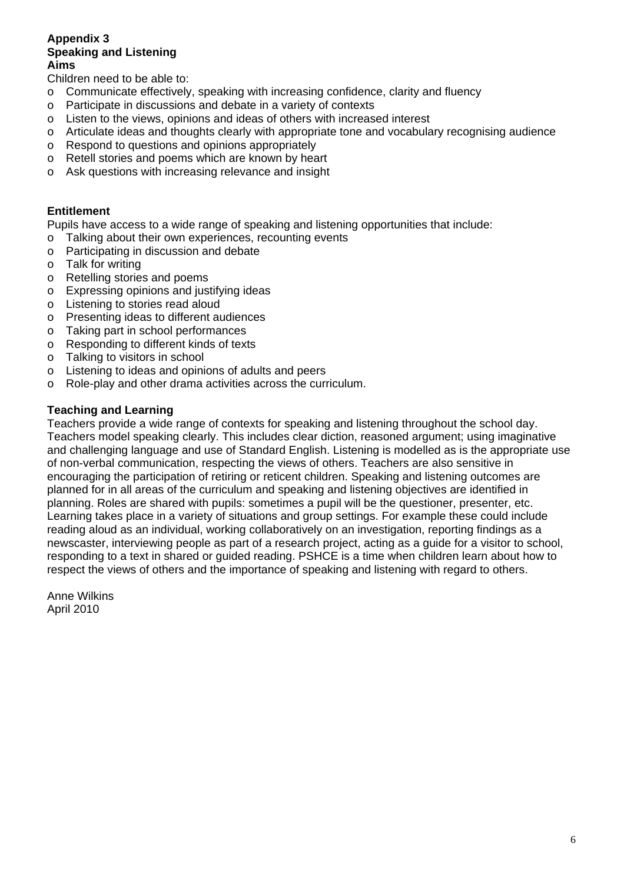**Appendix 3**
**Speaking and Listening**
**Aims**

Children need to be able to:

- Communicate effectively, speaking with increasing confidence, clarity and fluency
- Participate in discussions and debate in a variety of contexts
- Listen to the views, opinions and ideas of others with increased interest
- Articulate ideas and thoughts clearly with appropriate tone and vocabulary recognising audience
- Respond to questions and opinions appropriately
- Retell stories and poems which are known by heart
- Ask questions with increasing relevance and insight

**Entitlement**

Pupils have access to a wide range of speaking and listening opportunities that include:

- Talking about their own experiences, recounting events
- Participating in discussion and debate
- Talk for writing
- Retelling stories and poems
- Expressing opinions and justifying ideas
- Listening to stories read aloud
- Presenting ideas to different audiences
- Taking part in school performances
- Responding to different kinds of texts
- Talking to visitors in school
- Listening to ideas and opinions of adults and peers
- Role-play and other drama activities across the curriculum.

**Teaching and Learning**

Teachers provide a wide range of contexts for speaking and listening throughout the school day. Teachers model speaking clearly. This includes clear diction, reasoned argument; using imaginative and challenging language and use of Standard English. Listening is modelled as is the appropriate use of non-verbal communication, respecting the views of others. Teachers are also sensitive in encouraging the participation of retiring or reticent children. Speaking and listening outcomes are planned for in all areas of the curriculum and speaking and listening objectives are identified in planning. Roles are shared with pupils: sometimes a pupil will be the questioner, presenter, etc. Learning takes place in a variety of situations and group settings. For example these could include reading aloud as an individual, working collaboratively on an investigation, reporting findings as a newscaster, interviewing people as part of a research project, acting as a guide for a visitor to school, responding to a text in shared or guided reading. PSHCE is a time when children learn about how to respect the views of others and the importance of speaking and listening with regard to others.

Anne Wilkins
April 2010